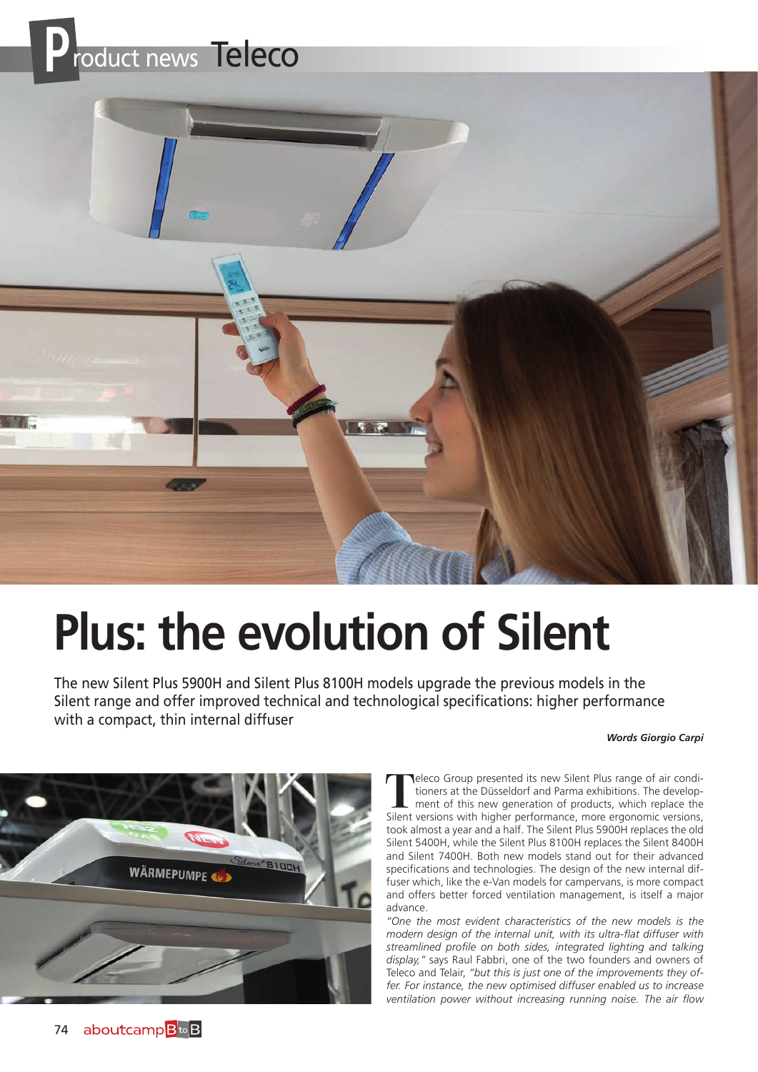# Plus: the evolution of Silent

The new Silent Plus 5900H and Silent Plus 8100H models upgrade the previous models in the Silent range and offer improved technical and technological specifications: higher performance with a compact, thin internal diffuser

***Words Giorgio Carpi***

Teleco Group presented its new Silent Plus range of air conditioners at the Düsseldorf and Parma exhibitions. The development of this new generation of products, which replace the Silent versions with higher performance, more ergonomic versions, took almost a year and a half. The Silent Plus 5900H replaces the old Silent 5400H, while the Silent Plus 8100H replaces the Silent 8400H and Silent 7400H. Both new models stand out for their advanced specifications and technologies. The design of the new internal diffuser which, like the e-Van models for campervans, is more compact and offers better forced ventilation management, is itself a major advance.

*"One the most evident characteristics of the new models is the modern design of the internal unit, with its ultra-flat diffuser with streamlined profile on both sides, integrated lighting and talking display,"* says Raul Fabbri, one of the two founders and owners of Teleco and Telair, *"but this is just one of the improvements they offer. For instance, the new optimised diffuser enabled us to increase ventilation power without increasing running noise. The air flow*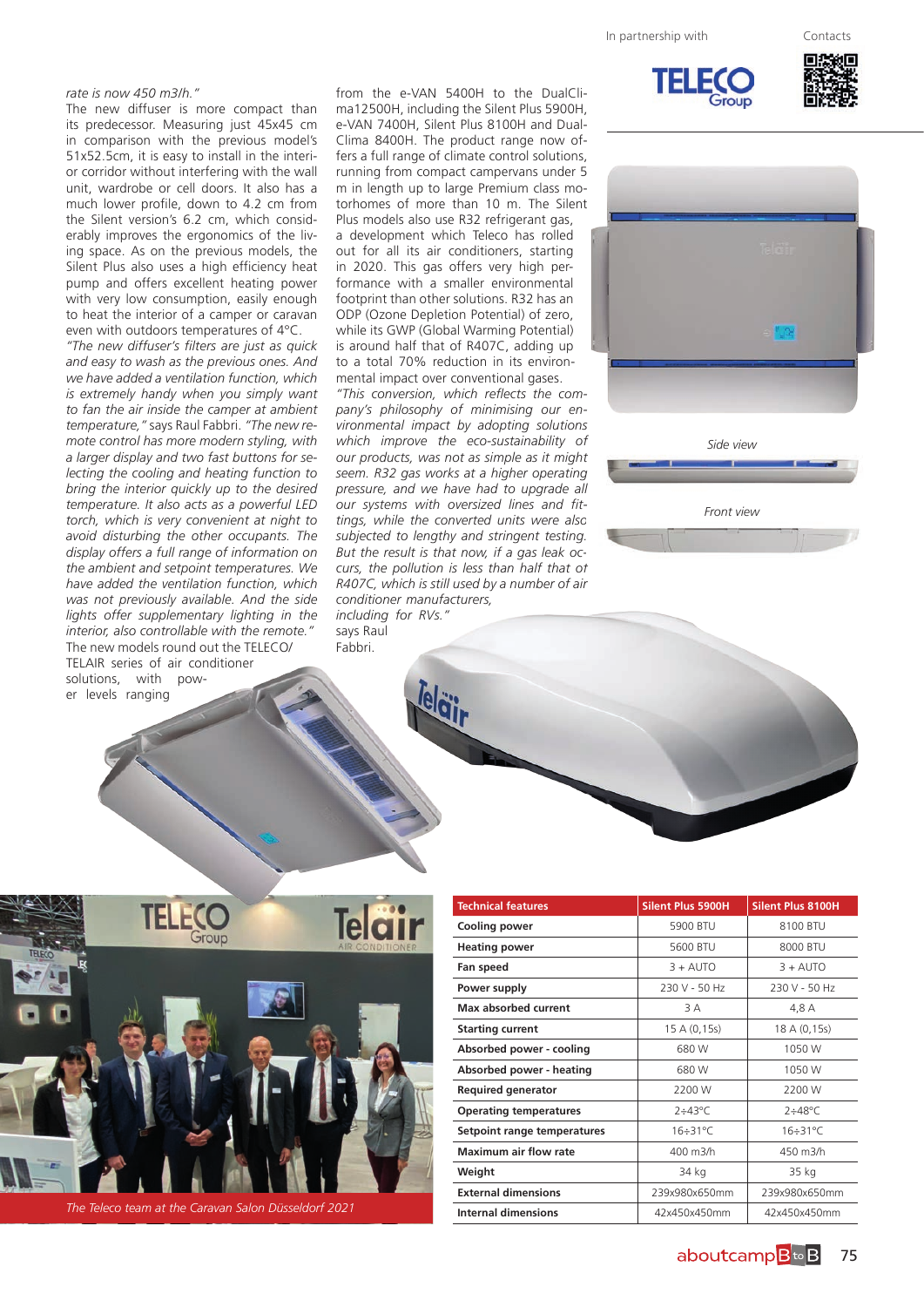*rate is now 450 m3/h."*

The new diffuser is more compact than its predecessor. Measuring just 45x45 cm in comparison with the previous model's 51x52.5cm, it is easy to install in the interior corridor without interfering with the wall unit, wardrobe or cell doors. It also has a much lower profile, down to 4.2 cm from the Silent version's 6.2 cm, which considerably improves the ergonomics of the living space. As on the previous models, the Silent Plus also uses a high efficiency heat pump and offers excellent heating power with very low consumption, easily enough to heat the interior of a camper or caravan even with outdoors temperatures of 4°C.

*"The new diffuser's filters are just as quick and easy to wash as the previous ones. And we have added a ventilation function, which is extremely handy when you simply want to fan the air inside the camper at ambient temperature,"* says Raul Fabbri. *"The new remote control has more modern styling, with a larger display and two fast buttons for selecting the cooling and heating function to bring the interior quickly up to the desired temperature. It also acts as a powerful LED torch, which is very convenient at night to avoid disturbing the other occupants. The display offers a full range of information on the ambient and setpoint temperatures. We have added the ventilation function, which was not previously available. And the side lights offer supplementary lighting in the interior, also controllable with the remote."*

The new models round out the TELECO/TELAIR series of air conditioner solutions, with power levels ranging from the e-VAN 5400H to the DualClima12500H, including the Silent Plus 5900H, e-VAN 7400H, Silent Plus 8100H and DualClima 8400H. The product range now offers a full range of climate control solutions, running from compact campervans under 5 m in length up to large Premium class motorhomes of more than 10 m. The Silent Plus models also use R32 refrigerant gas, a development which Teleco has rolled out for all its air conditioners, starting in 2020. This gas offers very high performance with a smaller environmental footprint than other solutions. R32 has an ODP (Ozone Depletion Potential) of zero, while its GWP (Global Warming Potential) is around half that of R407C, adding up to a total 70% reduction in its environmental impact over conventional gases.

*"This conversion, which reflects the company's philosophy of minimising our environmental impact by adopting solutions which improve the eco-sustainability of our products, was not as simple as it might seem. R32 gas works at a higher operating pressure, and we have had to upgrade all our systems with oversized lines and fittings, while the converted units were also subjected to lengthy and stringent testing. But the result is that now, if a gas leak occurs, the pollution is less than half that of R407C, which is still used by a number of air conditioner manufacturers, including for RVs."* says Raul Fabbri.

Side view

Front view

The Teleco team at the Caravan Salon Düsseldorf 2021

| Technical features | Silent Plus 5900H | Silent Plus 8100H |
|---|---|---|
| **Cooling power** | 5900 BTU | 8100 BTU |
| **Heating power** | 5600 BTU | 8000 BTU |
| **Fan speed** | 3 + AUTO | 3 + AUTO |
| **Power supply** | 230 V - 50 Hz | 230 V - 50 Hz |
| **Max absorbed current** | 3 A | 4,8 A |
| **Starting current** | 15 A (0,15s) | 18 A (0,15s) |
| **Absorbed power - cooling** | 680 W | 1050 W |
| **Absorbed power - heating** | 680 W | 1050 W |
| **Required generator** | 2200 W | 2200 W |
| **Operating temperatures** | 2÷43°C | 2÷48°C |
| **Setpoint range temperatures** | 16÷31°C | 16÷31°C |
| **Maximum air flow rate** | 400 m3/h | 450 m3/h |
| **Weight** | 34 kg | 35 kg |
| **External dimensions** | 239x980x650mm | 239x980x650mm |
| **Internal dimensions** | 42x450x450mm | 42x450x450mm |